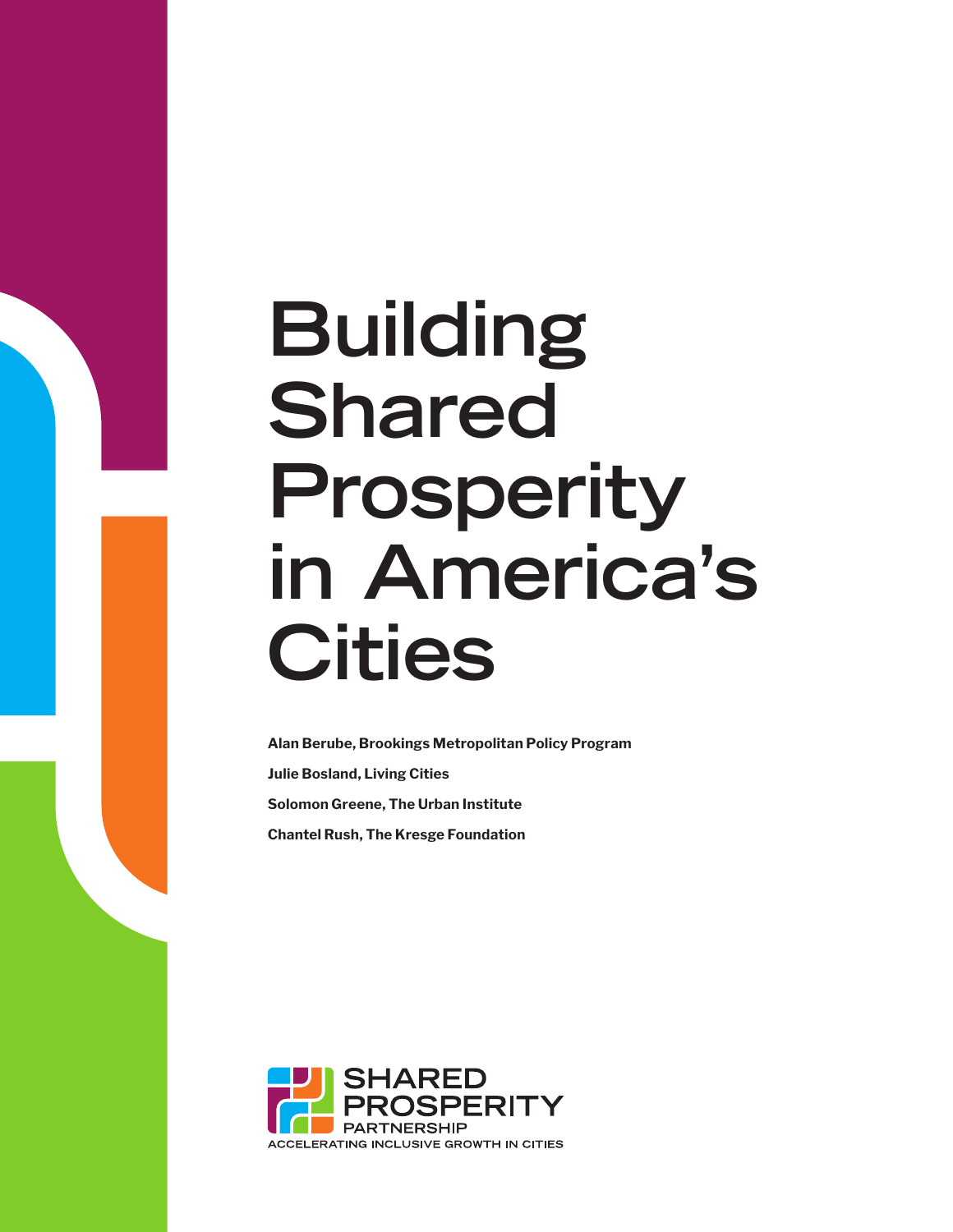# Building Shared Prosperity in America's Cities

**Alan Berube, Brookings Metropolitan Policy Program**

**Julie Bosland, Living Cities**

**Solomon Greene, The Urban Institute**

**Chantel Rush, The Kresge Foundation**

SHARED PROSPERITY PARTNERSHIP

ACCELERATING INCLUSIVE GROWTH IN CITIES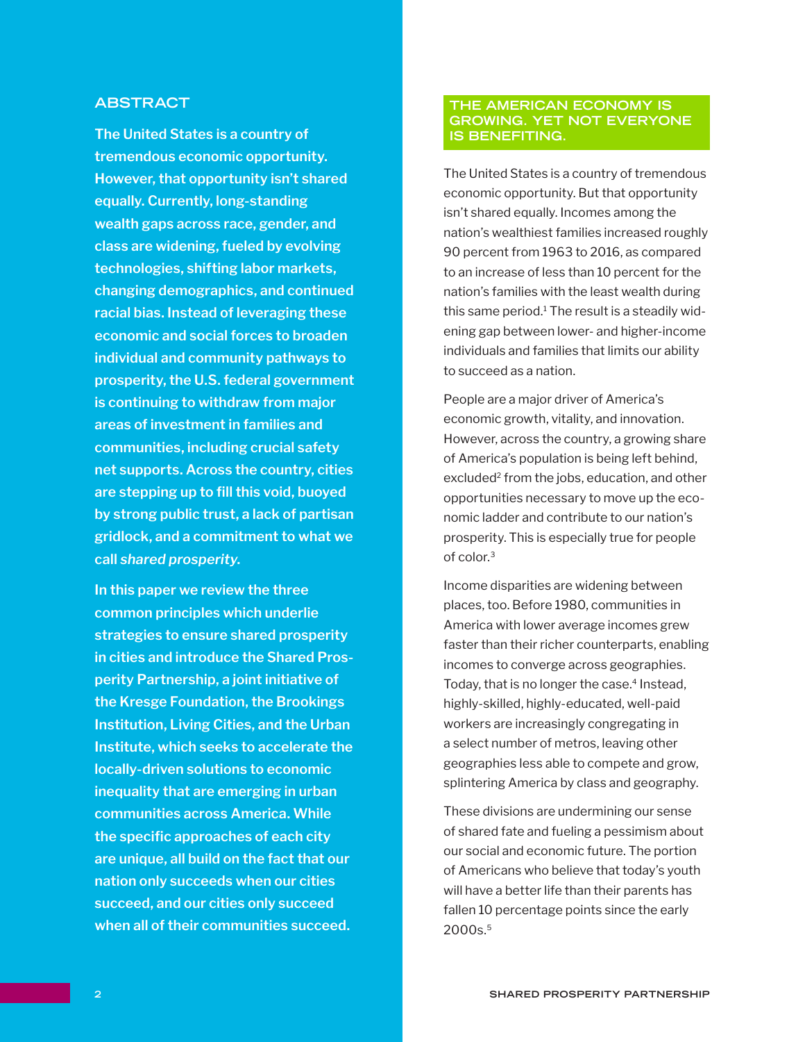## ABSTRACT

**The United States is a country of tremendous economic opportunity. However, that opportunity isn't shared equally. Currently, long-standing wealth gaps across race, gender, and class are widening, fueled by evolving technologies, shifting labor markets, changing demographics, and continued racial bias. Instead of leveraging these economic and social forces to broaden individual and community pathways to prosperity, the U.S. federal government is continuing to withdraw from major areas of investment in families and communities, including crucial safety net supports. Across the country, cities are stepping up to fill this void, buoyed by strong public trust, a lack of partisan gridlock, and a commitment to what we call *shared prosperity*.**

**In this paper we review the three common principles which underlie strategies to ensure shared prosperity in cities and introduce the Shared Prosperity Partnership, a joint initiative of the Kresge Foundation, the Brookings Institution, Living Cities, and the Urban Institute, which seeks to accelerate the locally-driven solutions to economic inequality that are emerging in urban communities across America. While the specific approaches of each city are unique, all build on the fact that our nation only succeeds when our cities succeed, and our cities only succeed when all of their communities succeed.**

## THE AMERICAN ECONOMY IS GROWING. YET NOT EVERYONE IS BENEFITING.

The United States is a country of tremendous economic opportunity. But that opportunity isn't shared equally. Incomes among the nation's wealthiest families increased roughly 90 percent from 1963 to 2016, as compared to an increase of less than 10 percent for the nation's families with the least wealth during this same period.[1] The result is a steadily widening gap between lower- and higher-income individuals and families that limits our ability to succeed as a nation.

People are a major driver of America's economic growth, vitality, and innovation. However, across the country, a growing share of America's population is being left behind, excluded[2] from the jobs, education, and other opportunities necessary to move up the economic ladder and contribute to our nation's prosperity. This is especially true for people of color.[3]

Income disparities are widening between places, too. Before 1980, communities in America with lower average incomes grew faster than their richer counterparts, enabling incomes to converge across geographies. Today, that is no longer the case.[4] Instead, highly-skilled, highly-educated, well-paid workers are increasingly congregating in a select number of metros, leaving other geographies less able to compete and grow, splintering America by class and geography.

These divisions are undermining our sense of shared fate and fueling a pessimism about our social and economic future. The portion of Americans who believe that today's youth will have a better life than their parents has fallen 10 percentage points since the early 2000s.[5]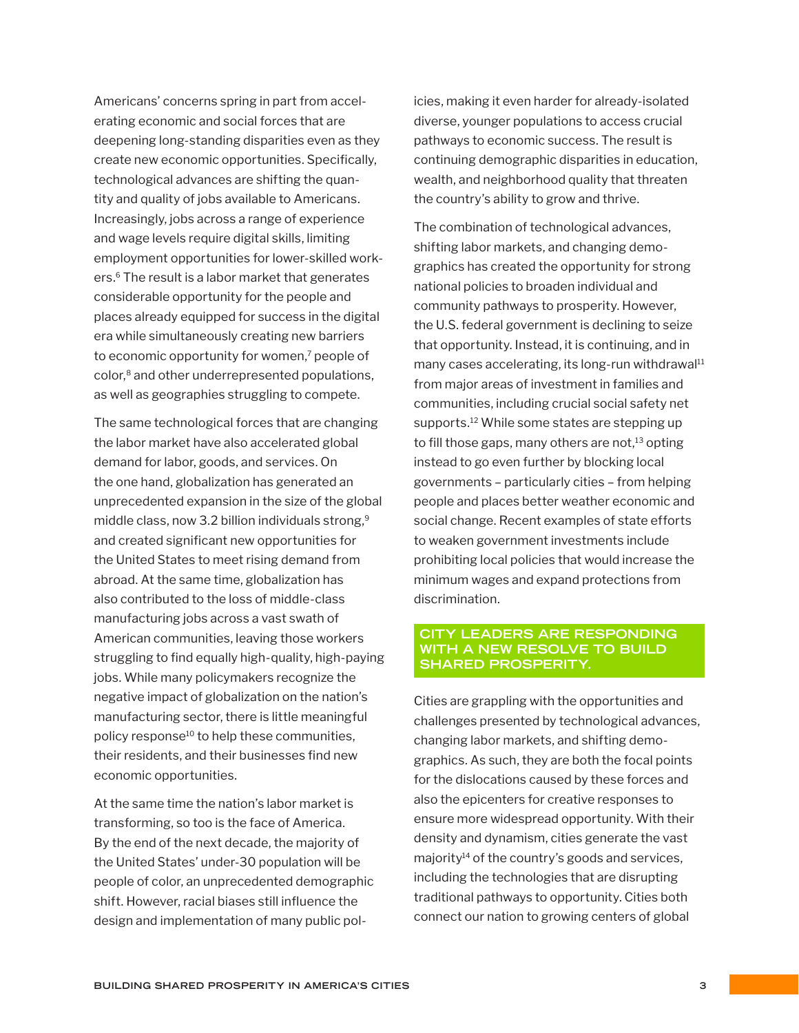Americans' concerns spring in part from accelerating economic and social forces that are deepening long-standing disparities even as they create new economic opportunities. Specifically, technological advances are shifting the quantity and quality of jobs available to Americans. Increasingly, jobs across a range of experience and wage levels require digital skills, limiting employment opportunities for lower-skilled workers.[6] The result is a labor market that generates considerable opportunity for the people and places already equipped for success in the digital era while simultaneously creating new barriers to economic opportunity for women,[7] people of color,[8] and other underrepresented populations, as well as geographies struggling to compete.

The same technological forces that are changing the labor market have also accelerated global demand for labor, goods, and services. On the one hand, globalization has generated an unprecedented expansion in the size of the global middle class, now 3.2 billion individuals strong,[9] and created significant new opportunities for the United States to meet rising demand from abroad. At the same time, globalization has also contributed to the loss of middle-class manufacturing jobs across a vast swath of American communities, leaving those workers struggling to find equally high-quality, high-paying jobs. While many policymakers recognize the negative impact of globalization on the nation's manufacturing sector, there is little meaningful policy response[10] to help these communities, their residents, and their businesses find new economic opportunities.

At the same time the nation's labor market is transforming, so too is the face of America. By the end of the next decade, the majority of the United States' under-30 population will be people of color, an unprecedented demographic shift. However, racial biases still influence the design and implementation of many public policies, making it even harder for already-isolated diverse, younger populations to access crucial pathways to economic success. The result is continuing demographic disparities in education, wealth, and neighborhood quality that threaten the country's ability to grow and thrive.

The combination of technological advances, shifting labor markets, and changing demographics has created the opportunity for strong national policies to broaden individual and community pathways to prosperity. However, the U.S. federal government is declining to seize that opportunity. Instead, it is continuing, and in many cases accelerating, its long-run withdrawal[11] from major areas of investment in families and communities, including crucial social safety net supports.[12] While some states are stepping up to fill those gaps, many others are not,[13] opting instead to go even further by blocking local governments – particularly cities – from helping people and places better weather economic and social change. Recent examples of state efforts to weaken government investments include prohibiting local policies that would increase the minimum wages and expand protections from discrimination.

## CITY LEADERS ARE RESPONDING WITH A NEW RESOLVE TO BUILD SHARED PROSPERITY.

Cities are grappling with the opportunities and challenges presented by technological advances, changing labor markets, and shifting demographics. As such, they are both the focal points for the dislocations caused by these forces and also the epicenters for creative responses to ensure more widespread opportunity. With their density and dynamism, cities generate the vast majority[14] of the country's goods and services, including the technologies that are disrupting traditional pathways to opportunity. Cities both connect our nation to growing centers of global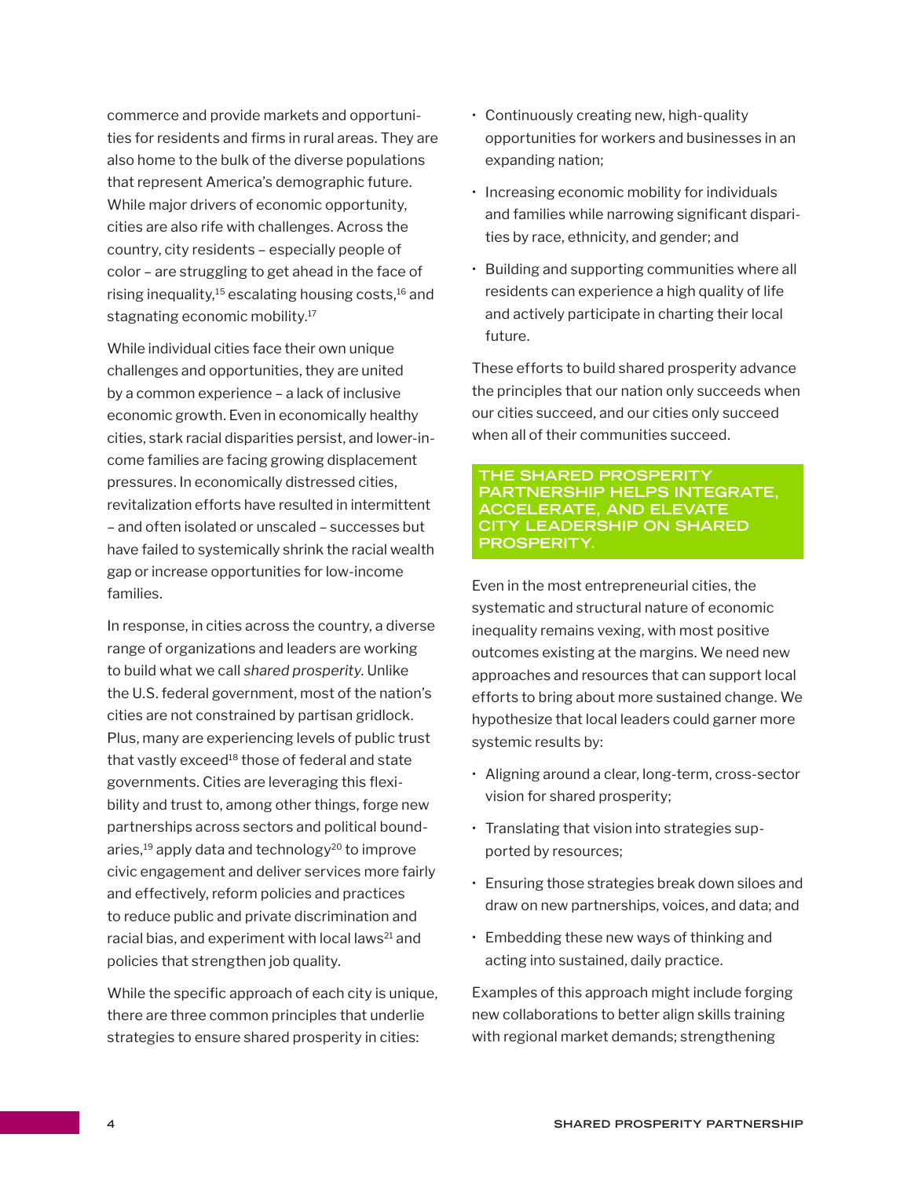commerce and provide markets and opportunities for residents and firms in rural areas. They are also home to the bulk of the diverse populations that represent America's demographic future. While major drivers of economic opportunity, cities are also rife with challenges. Across the country, city residents – especially people of color – are struggling to get ahead in the face of rising inequality,[15] escalating housing costs,[16] and stagnating economic mobility.[17]

While individual cities face their own unique challenges and opportunities, they are united by a common experience – a lack of inclusive economic growth. Even in economically healthy cities, stark racial disparities persist, and lower-income families are facing growing displacement pressures. In economically distressed cities, revitalization efforts have resulted in intermittent – and often isolated or unscaled – successes but have failed to systemically shrink the racial wealth gap or increase opportunities for low-income families.

In response, in cities across the country, a diverse range of organizations and leaders are working to build what we call *shared prosperity*. Unlike the U.S. federal government, most of the nation's cities are not constrained by partisan gridlock. Plus, many are experiencing levels of public trust that vastly exceed[18] those of federal and state governments. Cities are leveraging this flexibility and trust to, among other things, forge new partnerships across sectors and political boundaries,[19] apply data and technology[20] to improve civic engagement and deliver services more fairly and effectively, reform policies and practices to reduce public and private discrimination and racial bias, and experiment with local laws[21] and policies that strengthen job quality.

While the specific approach of each city is unique, there are three common principles that underlie strategies to ensure shared prosperity in cities:

- Continuously creating new, high-quality opportunities for workers and businesses in an expanding nation;
- Increasing economic mobility for individuals and families while narrowing significant disparities by race, ethnicity, and gender; and
- Building and supporting communities where all residents can experience a high quality of life and actively participate in charting their local future.

These efforts to build shared prosperity advance the principles that our nation only succeeds when our cities succeed, and our cities only succeed when all of their communities succeed.

## THE SHARED PROSPERITY PARTNERSHIP HELPS INTEGRATE, ACCELERATE, AND ELEVATE CITY LEADERSHIP ON SHARED PROSPERITY.

Even in the most entrepreneurial cities, the systematic and structural nature of economic inequality remains vexing, with most positive outcomes existing at the margins. We need new approaches and resources that can support local efforts to bring about more sustained change. We hypothesize that local leaders could garner more systemic results by:

- Aligning around a clear, long-term, cross-sector vision for shared prosperity;
- Translating that vision into strategies supported by resources;
- Ensuring those strategies break down siloes and draw on new partnerships, voices, and data; and
- Embedding these new ways of thinking and acting into sustained, daily practice.

Examples of this approach might include forging new collaborations to better align skills training with regional market demands; strengthening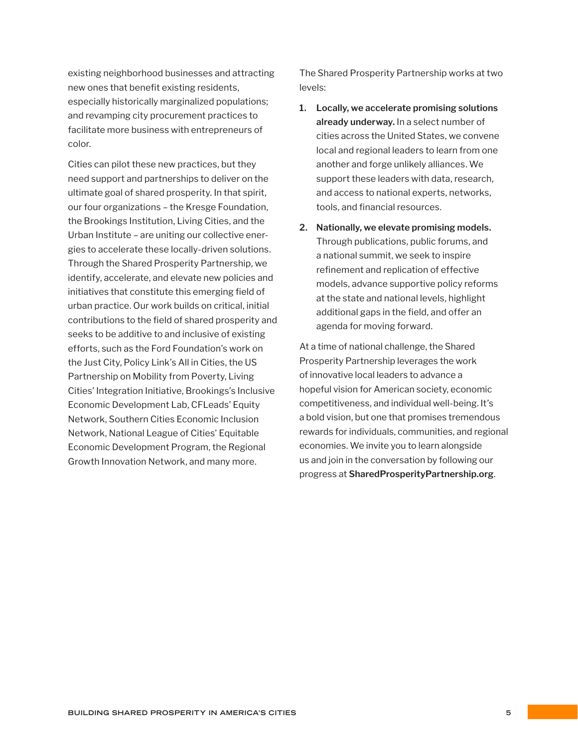existing neighborhood businesses and attracting new ones that benefit existing residents, especially historically marginalized populations; and revamping city procurement practices to facilitate more business with entrepreneurs of color.

Cities can pilot these new practices, but they need support and partnerships to deliver on the ultimate goal of shared prosperity. In that spirit, our four organizations – the Kresge Foundation, the Brookings Institution, Living Cities, and the Urban Institute – are uniting our collective energies to accelerate these locally-driven solutions. Through the Shared Prosperity Partnership, we identify, accelerate, and elevate new policies and initiatives that constitute this emerging field of urban practice. Our work builds on critical, initial contributions to the field of shared prosperity and seeks to be additive to and inclusive of existing efforts, such as the Ford Foundation's work on the Just City, Policy Link's All in Cities, the US Partnership on Mobility from Poverty, Living Cities' Integration Initiative, Brookings's Inclusive Economic Development Lab, CFLeads' Equity Network, Southern Cities Economic Inclusion Network, National League of Cities' Equitable Economic Development Program, the Regional Growth Innovation Network, and many more.

The Shared Prosperity Partnership works at two levels:

1. **Locally, we accelerate promising solutions already underway.** In a select number of cities across the United States, we convene local and regional leaders to learn from one another and forge unlikely alliances. We support these leaders with data, research, and access to national experts, networks, tools, and financial resources.
2. **Nationally, we elevate promising models.** Through publications, public forums, and a national summit, we seek to inspire refinement and replication of effective models, advance supportive policy reforms at the state and national levels, highlight additional gaps in the field, and offer an agenda for moving forward.

At a time of national challenge, the Shared Prosperity Partnership leverages the work of innovative local leaders to advance a hopeful vision for American society, economic competitiveness, and individual well-being. It's a bold vision, but one that promises tremendous rewards for individuals, communities, and regional economies. We invite you to learn alongside us and join in the conversation by following our progress at **SharedProsperityPartnership.org**.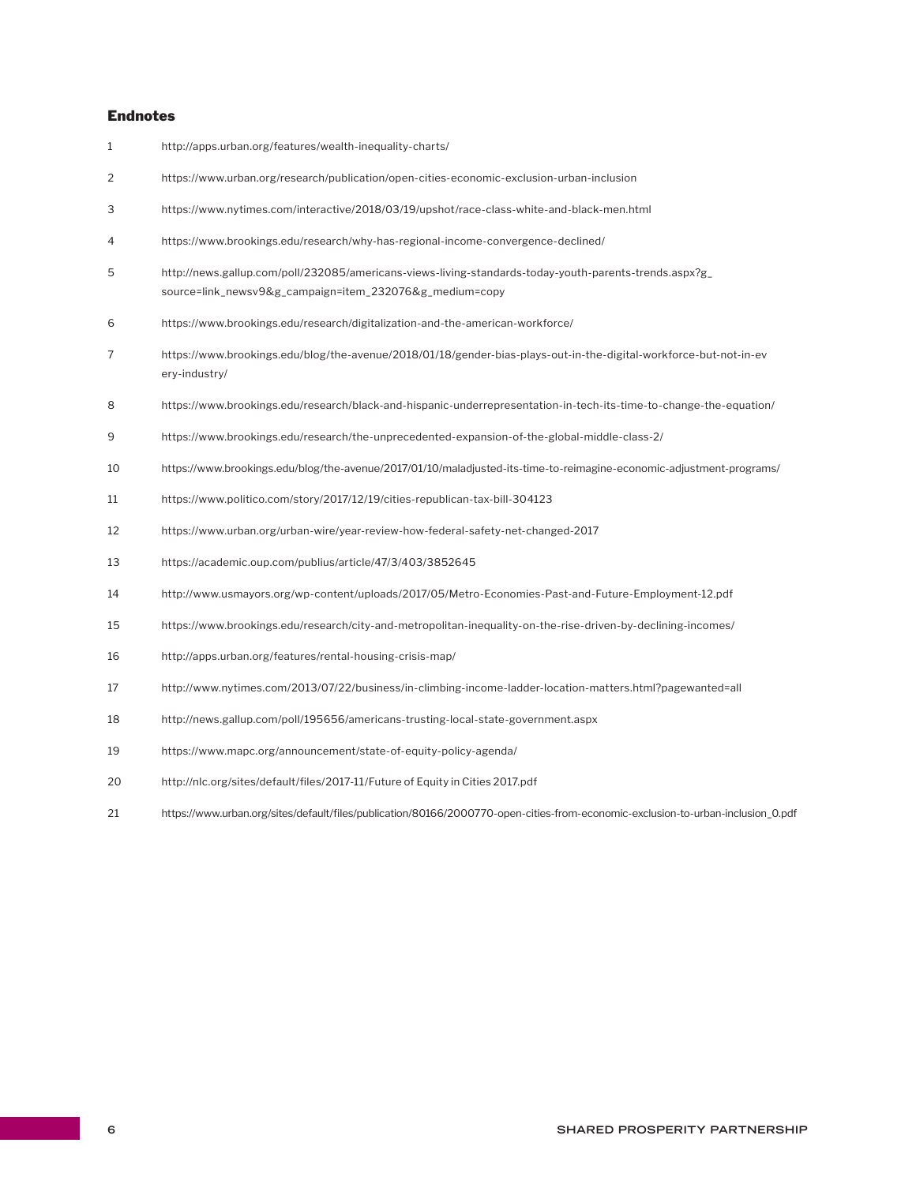## Endnotes

1. http://apps.urban.org/features/wealth-inequality-charts/
2. https://www.urban.org/research/publication/open-cities-economic-exclusion-urban-inclusion
3. https://www.nytimes.com/interactive/2018/03/19/upshot/race-class-white-and-black-men.html
4. https://www.brookings.edu/research/why-has-regional-income-convergence-declined/
5. http://news.gallup.com/poll/232085/americans-views-living-standards-today-youth-parents-trends.aspx?g_source=link_newsv9&g_campaign=item_232076&g_medium=copy
6. https://www.brookings.edu/research/digitalization-and-the-american-workforce/
7. https://www.brookings.edu/blog/the-avenue/2018/01/18/gender-bias-plays-out-in-the-digital-workforce-but-not-in-every-industry/
8. https://www.brookings.edu/research/black-and-hispanic-underrepresentation-in-tech-its-time-to-change-the-equation/
9. https://www.brookings.edu/research/the-unprecedented-expansion-of-the-global-middle-class-2/
10. https://www.brookings.edu/blog/the-avenue/2017/01/10/maladjusted-its-time-to-reimagine-economic-adjustment-programs/
11. https://www.politico.com/story/2017/12/19/cities-republican-tax-bill-304123
12. https://www.urban.org/urban-wire/year-review-how-federal-safety-net-changed-2017
13. https://academic.oup.com/publius/article/47/3/403/3852645
14. http://www.usmayors.org/wp-content/uploads/2017/05/Metro-Economies-Past-and-Future-Employment-12.pdf
15. https://www.brookings.edu/research/city-and-metropolitan-inequality-on-the-rise-driven-by-declining-incomes/
16. http://apps.urban.org/features/rental-housing-crisis-map/
17. http://www.nytimes.com/2013/07/22/business/in-climbing-income-ladder-location-matters.html?pagewanted=all
18. http://news.gallup.com/poll/195656/americans-trusting-local-state-government.aspx
19. https://www.mapc.org/announcement/state-of-equity-policy-agenda/
20. http://nlc.org/sites/default/files/2017-11/Future of Equity in Cities 2017.pdf
21. https://www.urban.org/sites/default/files/publication/80166/2000770-open-cities-from-economic-exclusion-to-urban-inclusion_0.pdf